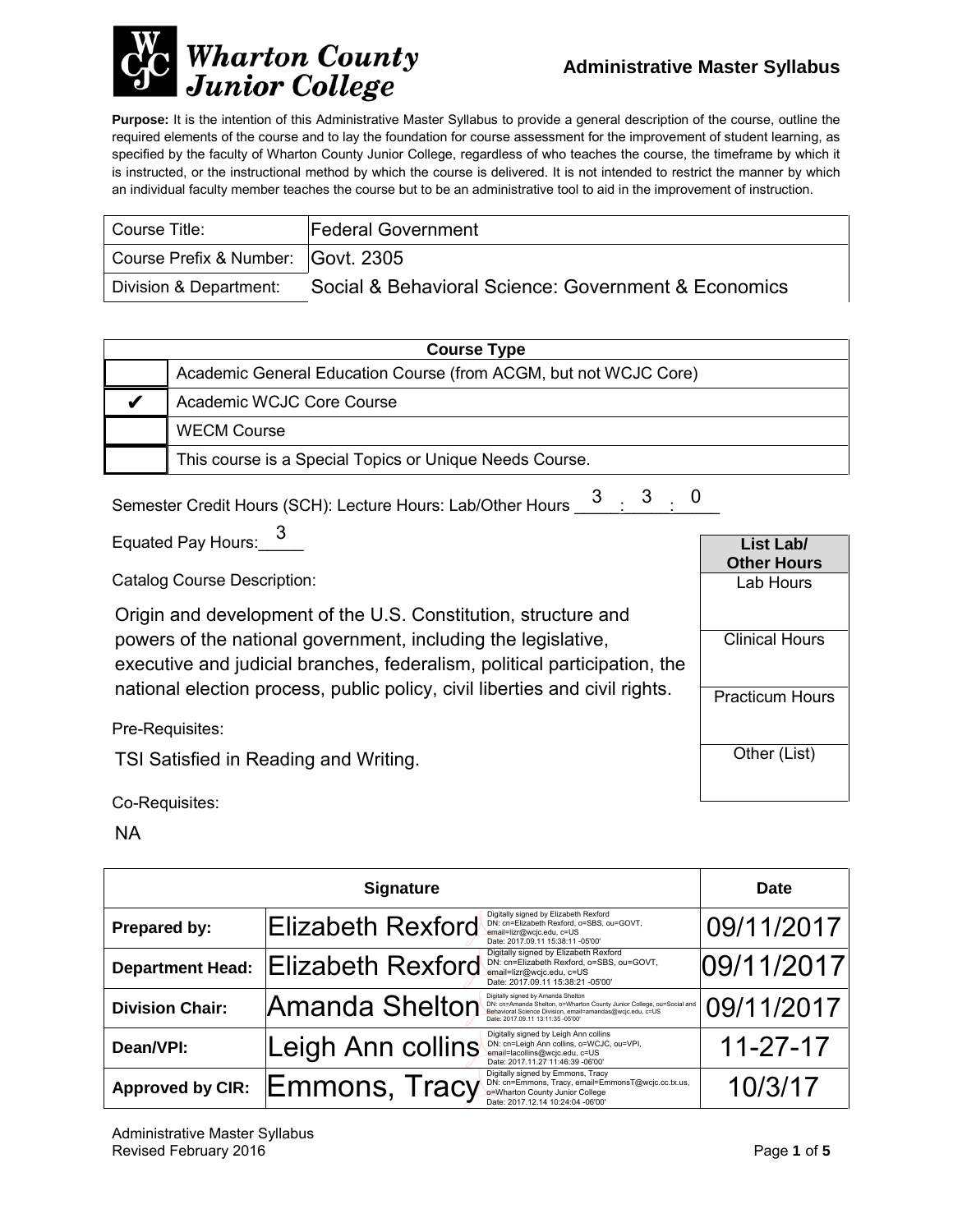# Wharton County Junior College

## Administrative Master Syllabus

**Purpose:** It is the intention of this Administrative Master Syllabus to provide a general description of the course, outline the required elements of the course and to lay the foundation for course assessment for the improvement of student learning, as specified by the faculty of Wharton County Junior College, regardless of who teaches the course, the timeframe by which it is instructed, or the instructional method by which the course is delivered. It is not intended to restrict the manner by which an individual faculty member teaches the course but to be an administrative tool to aid in the improvement of instruction.

| | |
|---|---|
| Course Title: | Federal Government |
| Course Prefix & Number: | Govt. 2305 |
| Division & Department: | Social & Behavioral Science: Government & Economics |

| Course Type | |
|---|---|
| | Academic General Education Course (from ACGM, but not WCJC Core) |
| ✔ | Academic WCJC Core Course |
| | WECM Course |
| | This course is a Special Topics or Unique Needs Course. |

Semester Credit Hours (SCH): Lecture Hours: Lab/Other Hours 3 : 3 : 0

Equated Pay Hours: 3

| List Lab/ Other Hours |
|---|
| Lab Hours |
| Clinical Hours |
| Practicum Hours |
| Other (List) |

Catalog Course Description:

Origin and development of the U.S. Constitution, structure and powers of the national government, including the legislative, executive and judicial branches, federalism, political participation, the national election process, public policy, civil liberties and civil rights.

Pre-Requisites:

TSI Satisfied in Reading and Writing.

Co-Requisites:

NA

| | Signature | Date |
|---|---|---|
| **Prepared by:** | Elizabeth Rexford (Digitally signed by Elizabeth Rexford DN: cn=Elizabeth Rexford, o=SBS, ou=GOVT, email=lizr@wcjc.edu, c=US Date: 2017.09.11 15:38:11 -05'00') | 09/11/2017 |
| **Department Head:** | Elizabeth Rexford (Digitally signed by Elizabeth Rexford DN: cn=Elizabeth Rexford, o=SBS, ou=GOVT, email=lizr@wcjc.edu, c=US Date: 2017.09.11 15:38:21 -05'00') | 09/11/2017 |
| **Division Chair:** | Amanda Shelton (Digitally signed by Amanda Shelton DN: cn=Amanda Shelton, o=Wharton County Junior College, ou=Social and Behavioral Science Division, email=amandas@wcjc.edu, c=US Date: 2017.09.11 13:11:35 -05'00') | 09/11/2017 |
| **Dean/VPI:** | Leigh Ann collins (Digitally signed by Leigh Ann collins DN: cn=Leigh Ann collins, o=WCJC, ou=VPI, email=lacollins@wcjc.edu, c=US Date: 2017.11.27 11:46:39 -06'00') | 11-27-17 |
| **Approved by CIR:** | Emmons, Tracy (Digitally signed by Emmons, Tracy DN: cn=Emmons, Tracy, email=EmmonsT@wcjc.cc.tx.us, o=Wharton County Junior College Date: 2017.12.14 10:24:04 -06'00') | 10/3/17 |

Administrative Master Syllabus
Revised February 2016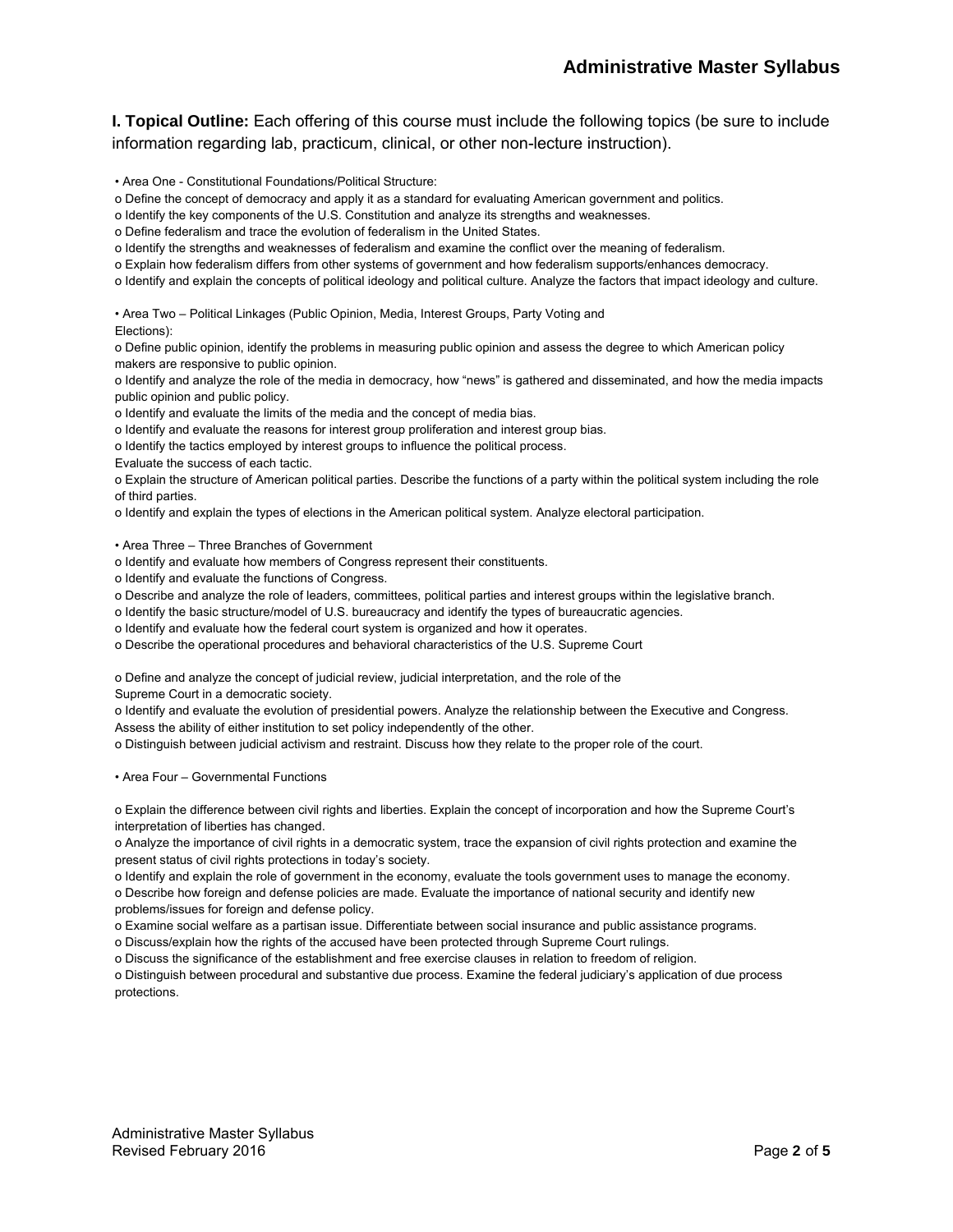**I. Topical Outline:** Each offering of this course must include the following topics (be sure to include information regarding lab, practicum, clinical, or other non-lecture instruction).

- Area One - Constitutional Foundations/Political Structure:
  - Define the concept of democracy and apply it as a standard for evaluating American government and politics.
  - Identify the key components of the U.S. Constitution and analyze its strengths and weaknesses.
  - Define federalism and trace the evolution of federalism in the United States.
  - Identify the strengths and weaknesses of federalism and examine the conflict over the meaning of federalism.
  - Explain how federalism differs from other systems of government and how federalism supports/enhances democracy.
  - Identify and explain the concepts of political ideology and political culture. Analyze the factors that impact ideology and culture.

- Area Two – Political Linkages (Public Opinion, Media, Interest Groups, Party Voting and Elections):
  - Define public opinion, identify the problems in measuring public opinion and assess the degree to which American policy makers are responsive to public opinion.
  - Identify and analyze the role of the media in democracy, how "news" is gathered and disseminated, and how the media impacts public opinion and public policy.
  - Identify and evaluate the limits of the media and the concept of media bias.
  - Identify and evaluate the reasons for interest group proliferation and interest group bias.
  - Identify the tactics employed by interest groups to influence the political process. Evaluate the success of each tactic.
  - Explain the structure of American political parties. Describe the functions of a party within the political system including the role of third parties.
  - Identify and explain the types of elections in the American political system. Analyze electoral participation.

- Area Three – Three Branches of Government
  - Identify and evaluate how members of Congress represent their constituents.
  - Identify and evaluate the functions of Congress.
  - Describe and analyze the role of leaders, committees, political parties and interest groups within the legislative branch.
  - Identify the basic structure/model of U.S. bureaucracy and identify the types of bureaucratic agencies.
  - Identify and evaluate how the federal court system is organized and how it operates.
  - Describe the operational procedures and behavioral characteristics of the U.S. Supreme Court
  - Define and analyze the concept of judicial review, judicial interpretation, and the role of the Supreme Court in a democratic society.
  - Identify and evaluate the evolution of presidential powers. Analyze the relationship between the Executive and Congress. Assess the ability of either institution to set policy independently of the other.
  - Distinguish between judicial activism and restraint. Discuss how they relate to the proper role of the court.

- Area Four – Governmental Functions
  - Explain the difference between civil rights and liberties. Explain the concept of incorporation and how the Supreme Court's interpretation of liberties has changed.
  - Analyze the importance of civil rights in a democratic system, trace the expansion of civil rights protection and examine the present status of civil rights protections in today's society.
  - Identify and explain the role of government in the economy, evaluate the tools government uses to manage the economy.
  - Describe how foreign and defense policies are made. Evaluate the importance of national security and identify new problems/issues for foreign and defense policy.
  - Examine social welfare as a partisan issue. Differentiate between social insurance and public assistance programs.
  - Discuss/explain how the rights of the accused have been protected through Supreme Court rulings.
  - Discuss the significance of the establishment and free exercise clauses in relation to freedom of religion.
  - Distinguish between procedural and substantive due process. Examine the federal judiciary's application of due process protections.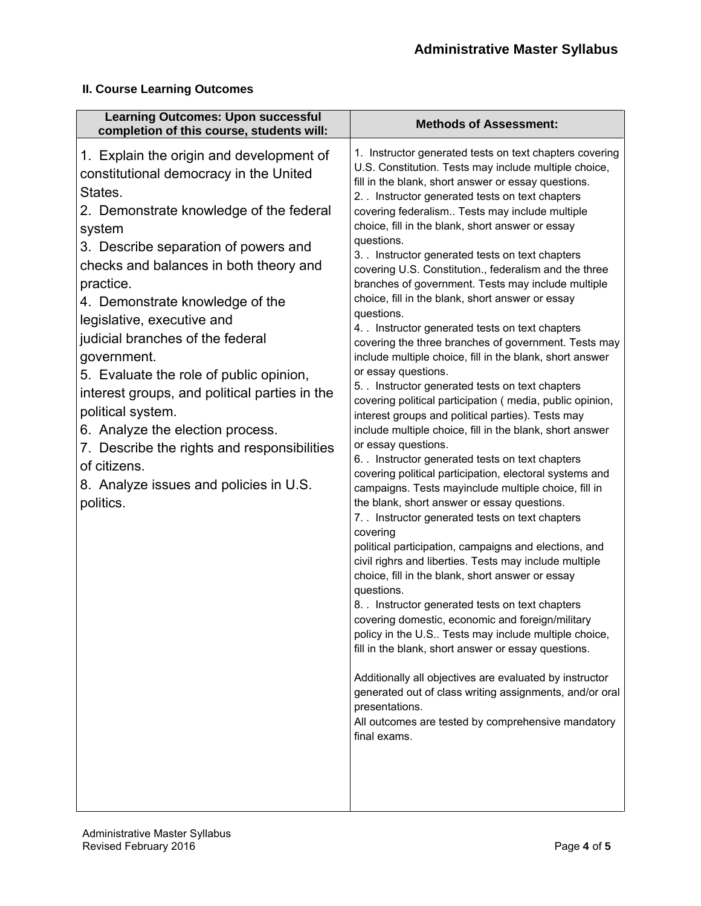### II. Course Learning Outcomes

| Learning Outcomes: Upon successful completion of this course, students will: | Methods of Assessment: |
| --- | --- |
| 1. Explain the origin and development of constitutional democracy in the United States.<br>2. Demonstrate knowledge of the federal system<br>3. Describe separation of powers and checks and balances in both theory and practice.<br>4. Demonstrate knowledge of the legislative, executive and judicial branches of the federal government.<br>5. Evaluate the role of public opinion, interest groups, and political parties in the political system.<br>6. Analyze the election process.<br>7. Describe the rights and responsibilities of citizens.<br>8. Analyze issues and policies in U.S. politics. | 1. Instructor generated tests on text chapters covering U.S. Constitution. Tests may include multiple choice, fill in the blank, short answer or essay questions.<br>2. . Instructor generated tests on text chapters covering federalism.. Tests may include multiple choice, fill in the blank, short answer or essay questions.<br>3. . Instructor generated tests on text chapters covering U.S. Constitution., federalism and the three branches of government. Tests may include multiple choice, fill in the blank, short answer or essay questions.<br>4. . Instructor generated tests on text chapters covering the three branches of government. Tests may include multiple choice, fill in the blank, short answer or essay questions.<br>5. . Instructor generated tests on text chapters covering political participation ( media, public opinion, interest groups and political parties). Tests may include multiple choice, fill in the blank, short answer or essay questions.<br>6. . Instructor generated tests on text chapters covering political participation, electoral systems and campaigns. Tests mayinclude multiple choice, fill in the blank, short answer or essay questions.<br>7. . Instructor generated tests on text chapters covering political participation, campaigns and elections, and civil righrs and liberties. Tests may include multiple choice, fill in the blank, short answer or essay questions.<br>8. . Instructor generated tests on text chapters covering domestic, economic and foreign/military policy in the U.S.. Tests may include multiple choice, fill in the blank, short answer or essay questions.<br><br>Additionally all objectives are evaluated by instructor generated out of class writing assignments, and/or oral presentations.<br>All outcomes are tested by comprehensive mandatory final exams. |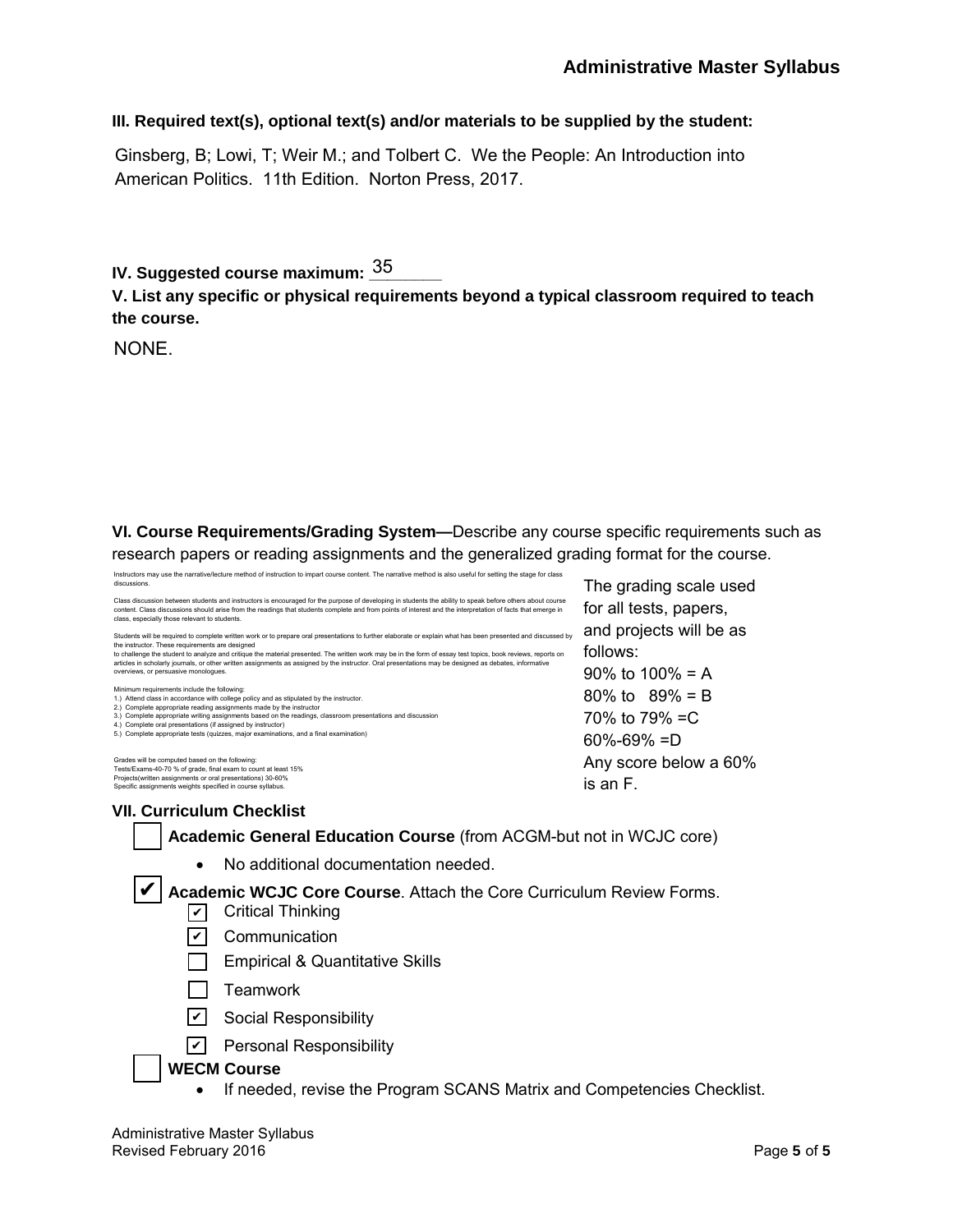**Administrative Master Syllabus**

**III. Required text(s), optional text(s) and/or materials to be supplied by the student:**

Ginsberg, B; Lowi, T; Weir M.; and Tolbert C. We the People: An Introduction into American Politics. 11th Edition. Norton Press, 2017.

**IV. Suggested course maximum:** 35

**V. List any specific or physical requirements beyond a typical classroom required to teach the course.**

NONE.

**VI. Course Requirements/Grading System—**Describe any course specific requirements such as research papers or reading assignments and the generalized grading format for the course.

Instructors may use the narrative/lecture method of instruction to impart course content. The narrative method is also useful for setting the stage for class discussions.

Class discussion between students and instructors is encouraged for the purpose of developing in students the ability to speak before others about course content. Class discussions should arise from the readings that students complete and from points of interest and the interpretation of facts that emerge in class, especially those relevant to students.

Students will be required to complete written work or to prepare oral presentations to further elaborate or explain what has been presented and discussed by the instructor. These requirements are designed
to challenge the student to analyze and critique the material presented. The written work may be in the form of essay test topics, book reviews, reports on articles in scholarly journals, or other written assignments as assigned by the instructor. Oral presentations may be designed as debates, informative overviews, or persuasive monologues.

Minimum requirements include the following:
1.) Attend class in accordance with college policy and as stipulated by the instructor.
2.) Complete appropriate reading assignments made by the instructor
3.) Complete appropriate writing assignments based on the readings, classroom presentations and discussion
4.) Complete oral presentations (if assigned by instructor)
5.) Complete appropriate tests (quizzes, major examinations, and a final examination)

Grades will be computed based on the following:
Tests/Exams-40-70 % of grade, final exam to count at least 15%
Projects(written assignments or oral presentations) 30-60%
Specific assignments weights specified in course syllabus.

The grading scale used for all tests, papers, and projects will be as follows:
90% to 100% = A
80% to 89% = B
70% to 79% =C
60%-69% =D
Any score below a 60% is an F.

**VII. Curriculum Checklist**

- [ ] **Academic General Education Course** (from ACGM-but not in WCJC core)
  - No additional documentation needed.
- [x] **Academic WCJC Core Course**. Attach the Core Curriculum Review Forms.
  - [x] Critical Thinking
  - [x] Communication
  - [ ] Empirical & Quantitative Skills
  - [ ] Teamwork
  - [x] Social Responsibility
  - [x] Personal Responsibility
- [ ] **WECM Course**
  - If needed, revise the Program SCANS Matrix and Competencies Checklist.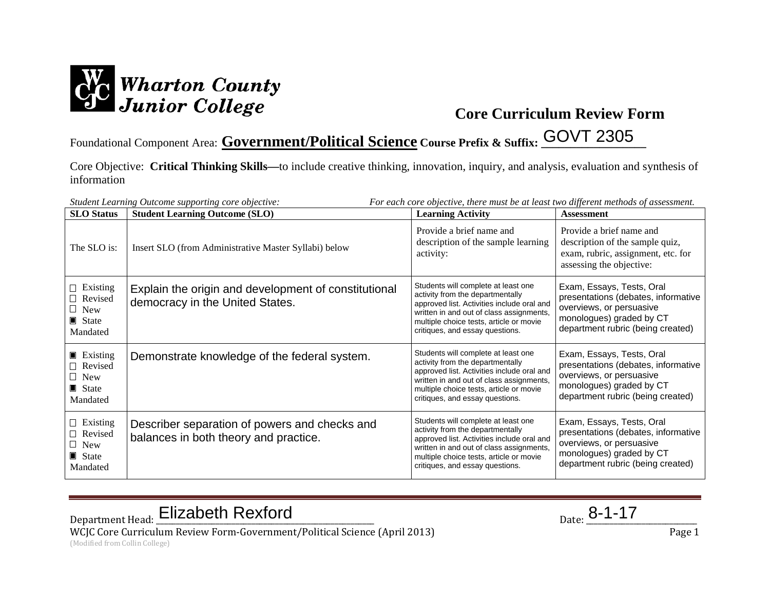**Wharton County Junior College**

# Core Curriculum Review Form

Foundational Component Area: **Government/Political Science** **Course Prefix & Suffix:** GOVT 2305

Core Objective: **Critical Thinking Skills—**to include creative thinking, innovation, inquiry, and analysis, evaluation and synthesis of information

*Student Learning Outcome supporting core objective:* *For each core objective, there must be at least two different methods of assessment.*

| SLO Status | Student Learning Outcome (SLO) | Learning Activity | Assessment |
|---|---|---|---|
| The SLO is: | Insert SLO (from Administrative Master Syllabi) below | Provide a brief name and description of the sample learning activity: | Provide a brief name and description of the sample quiz, exam, rubric, assignment, etc. for assessing the objective: |
| ☐ Existing ☐ Revised ☐ New ■ State Mandated | Explain the origin and development of constitutional democracy in the United States. | Students will complete at least one activity from the departmentally approved list. Activities include oral and written in and out of class assignments, multiple choice tests, article or movie critiques, and essay questions. | Exam, Essays, Tests, Oral presentations (debates, informative overviews, or persuasive monologues) graded by CT department rubric (being created) |
| ■ Existing ☐ Revised ☐ New ■ State Mandated | Demonstrate knowledge of the federal system. | Students will complete at least one activity from the departmentally approved list. Activities include oral and written in and out of class assignments, multiple choice tests, article or movie critiques, and essay questions. | Exam, Essays, Tests, Oral presentations (debates, informative overviews, or persuasive monologues) graded by CT department rubric (being created) |
| ☐ Existing ☐ Revised ☐ New ■ State Mandated | Describer separation of powers and checks and balances in both theory and practice. | Students will complete at least one activity from the departmentally approved list. Activities include oral and written in and out of class assignments, multiple choice tests, article or movie critiques, and essay questions. | Exam, Essays, Tests, Oral presentations (debates, informative overviews, or persuasive monologues) graded by CT department rubric (being created) |

Department Head: Elizabeth Rexford Date: 8-1-17

WCJC Core Curriculum Review Form-Government/Political Science (April 2013)
(Modified from Collin College)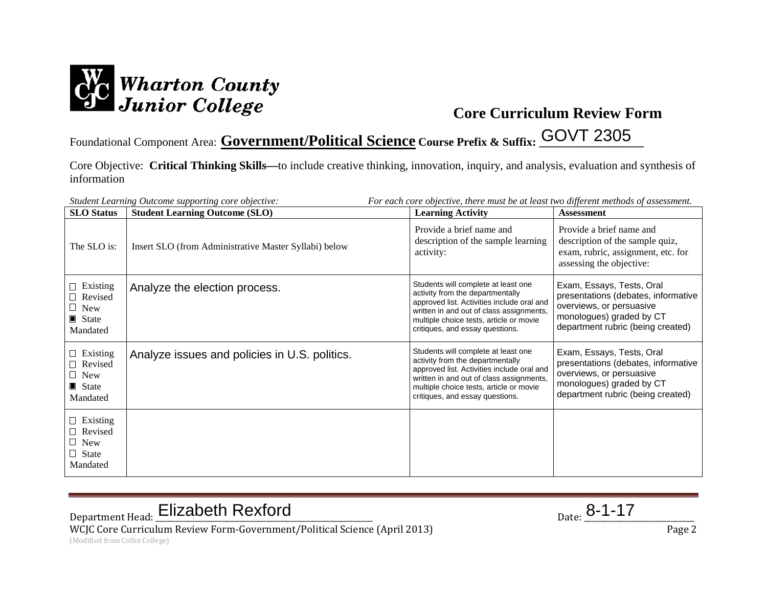Wharton County Junior College

# Core Curriculum Review Form

Foundational Component Area: **Government/Political Science** **Course Prefix & Suffix:** GOVT 2305

Core Objective: **Critical Thinking Skills—**to include creative thinking, innovation, inquiry, and analysis, evaluation and synthesis of information

*Student Learning Outcome supporting core objective:* *For each core objective, there must be at least two different methods of assessment.*

| SLO Status | Student Learning Outcome (SLO) | Learning Activity | Assessment |
|---|---|---|---|
| The SLO is: | Insert SLO (from Administrative Master Syllabi) below | Provide a brief name and description of the sample learning activity: | Provide a brief name and description of the sample quiz, exam, rubric, assignment, etc. for assessing the objective: |
| ☐ Existing ☐ Revised ☐ New ▣ State Mandated | Analyze the election process. | Students will complete at least one activity from the departmentally approved list. Activities include oral and written in and out of class assignments, multiple choice tests, article or movie critiques, and essay questions. | Exam, Essays, Tests, Oral presentations (debates, informative overviews, or persuasive monologues) graded by CT department rubric (being created) |
| ☐ Existing ☐ Revised ☐ New ▣ State Mandated | Analyze issues and policies in U.S. politics. | Students will complete at least one activity from the departmentally approved list. Activities include oral and written in and out of class assignments, multiple choice tests, article or movie critiques, and essay questions. | Exam, Essays, Tests, Oral presentations (debates, informative overviews, or persuasive monologues) graded by CT department rubric (being created) |
| ☐ Existing ☐ Revised ☐ New ☐ State Mandated | | | |

Department Head: Elizabeth Rexford Date: 8-1-17

WCJC Core Curriculum Review Form-Government/Political Science (April 2013)

(Modified from Collin College)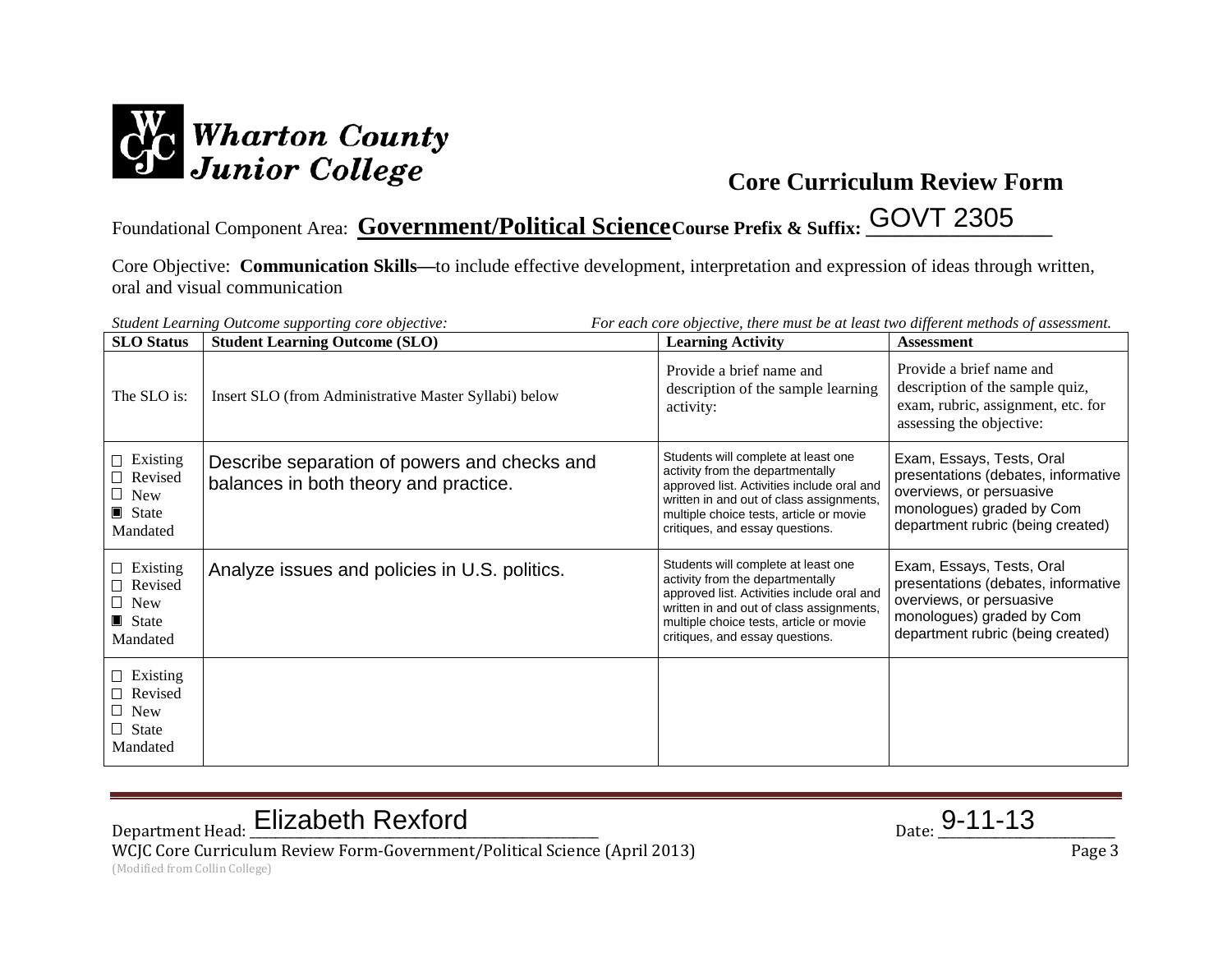Wharton County Junior College

## Core Curriculum Review Form

Foundational Component Area: **Government/Political Science** **Course Prefix & Suffix:** GOVT 2305

Core Objective: **Communication Skills—**to include effective development, interpretation and expression of ideas through written, oral and visual communication

*Student Learning Outcome supporting core objective:* *For each core objective, there must be at least two different methods of assessment.*

| SLO Status | Student Learning Outcome (SLO) | Learning Activity | Assessment |
|---|---|---|---|
| The SLO is: | Insert SLO (from Administrative Master Syllabi) below | Provide a brief name and description of the sample learning activity: | Provide a brief name and description of the sample quiz, exam, rubric, assignment, etc. for assessing the objective: |
| ☐ Existing ☐ Revised ☐ New ■ State Mandated | Describe separation of powers and checks and balances in both theory and practice. | Students will complete at least one activity from the departmentally approved list. Activities include oral and written in and out of class assignments, multiple choice tests, article or movie critiques, and essay questions. | Exam, Essays, Tests, Oral presentations (debates, informative overviews, or persuasive monologues) graded by Com department rubric (being created) |
| ☐ Existing ☐ Revised ☐ New ■ State Mandated | Analyze issues and policies in U.S. politics. | Students will complete at least one activity from the departmentally approved list. Activities include oral and written in and out of class assignments, multiple choice tests, article or movie critiques, and essay questions. | Exam, Essays, Tests, Oral presentations (debates, informative overviews, or persuasive monologues) graded by Com department rubric (being created) |
| ☐ Existing ☐ Revised ☐ New ☐ State Mandated | | | |

Department Head: Elizabeth Rexford Date: 9-11-13

WCJC Core Curriculum Review Form-Government/Political Science (April 2013)

(Modified from Collin College)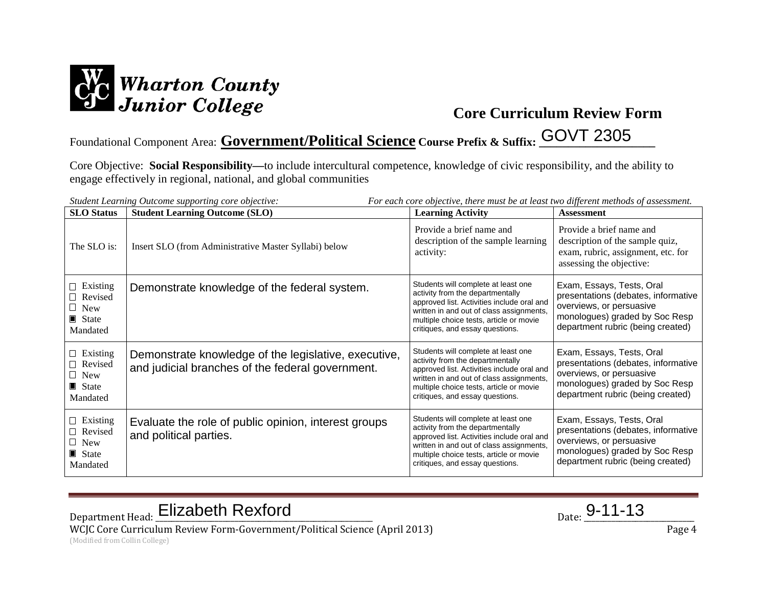**Wharton County Junior College**

# Core Curriculum Review Form

Foundational Component Area: **Government/Political Science** **Course Prefix & Suffix:** GOVT 2305

Core Objective: **Social Responsibility—**to include intercultural competence, knowledge of civic responsibility, and the ability to engage effectively in regional, national, and global communities

*Student Learning Outcome supporting core objective:* *For each core objective, there must be at least two different methods of assessment.*

| SLO Status | Student Learning Outcome (SLO) | Learning Activity | Assessment |
|---|---|---|---|
| The SLO is: | Insert SLO (from Administrative Master Syllabi) below | Provide a brief name and description of the sample learning activity: | Provide a brief name and description of the sample quiz, exam, rubric, assignment, etc. for assessing the objective: |
| ☐ Existing ☐ Revised ☐ New ■ State Mandated | Demonstrate knowledge of the federal system. | Students will complete at least one activity from the departmentally approved list. Activities include oral and written in and out of class assignments, multiple choice tests, article or movie critiques, and essay questions. | Exam, Essays, Tests, Oral presentations (debates, informative overviews, or persuasive monologues) graded by Soc Resp department rubric (being created) |
| ☐ Existing ☐ Revised ☐ New ■ State Mandated | Demonstrate knowledge of the legislative, executive, and judicial branches of the federal government. | Students will complete at least one activity from the departmentally approved list. Activities include oral and written in and out of class assignments, multiple choice tests, article or movie critiques, and essay questions. | Exam, Essays, Tests, Oral presentations (debates, informative overviews, or persuasive monologues) graded by Soc Resp department rubric (being created) |
| ☐ Existing ☐ Revised ☐ New ■ State Mandated | Evaluate the role of public opinion, interest groups and political parties. | Students will complete at least one activity from the departmentally approved list. Activities include oral and written in and out of class assignments, multiple choice tests, article or movie critiques, and essay questions. | Exam, Essays, Tests, Oral presentations (debates, informative overviews, or persuasive monologues) graded by Soc Resp department rubric (being created) |

Department Head: Elizabeth Rexford Date: 9-11-13

WCJC Core Curriculum Review Form-Government/Political Science (April 2013)

(Modified from Collin College)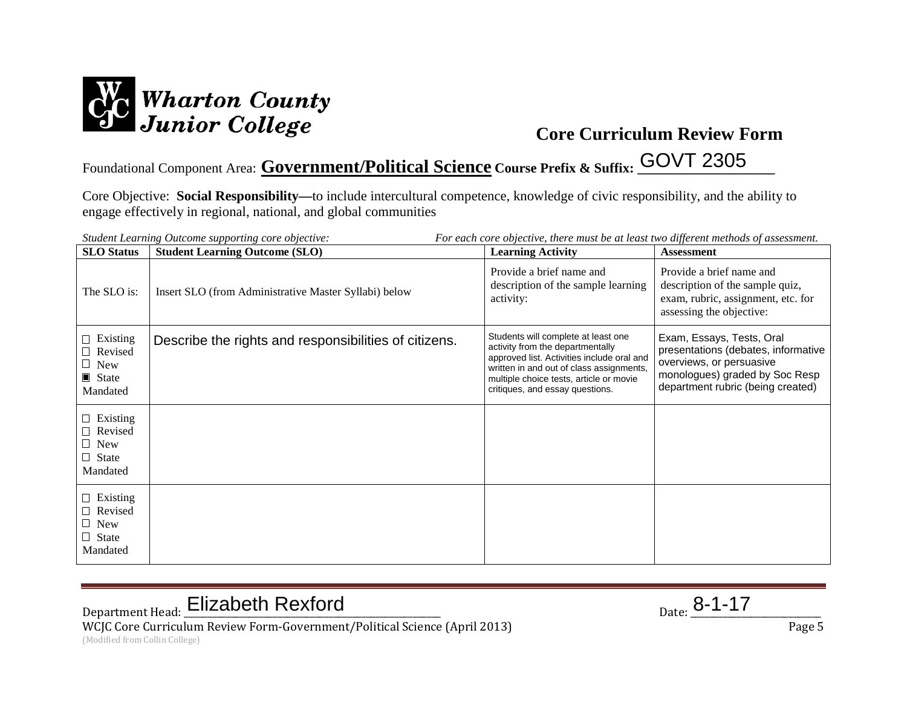Wharton County Junior College

## Core Curriculum Review Form

Foundational Component Area: **Government/Political Science** **Course Prefix & Suffix:** GOVT 2305

Core Objective: **Social Responsibility—**to include intercultural competence, knowledge of civic responsibility, and the ability to engage effectively in regional, national, and global communities

*Student Learning Outcome supporting core objective:* *For each core objective, there must be at least two different methods of assessment.*

| SLO Status | Student Learning Outcome (SLO) | Learning Activity | Assessment |
|---|---|---|---|
| The SLO is: | Insert SLO (from Administrative Master Syllabi) below | Provide a brief name and description of the sample learning activity: | Provide a brief name and description of the sample quiz, exam, rubric, assignment, etc. for assessing the objective: |
| ☐ Existing ☐ Revised ☐ New ■ State Mandated | Describe the rights and responsibilities of citizens. | Students will complete at least one activity from the departmentally approved list. Activities include oral and written in and out of class assignments, multiple choice tests, article or movie critiques, and essay questions. | Exam, Essays, Tests, Oral presentations (debates, informative overviews, or persuasive monologues) graded by Soc Resp department rubric (being created) |
| ☐ Existing ☐ Revised ☐ New ☐ State Mandated | | | |
| ☐ Existing ☐ Revised ☐ New ☐ State Mandated | | | |

Department Head: Elizabeth Rexford Date: 8-1-17

WCJC Core Curriculum Review Form-Government/Political Science (April 2013)

(Modified from Collin College)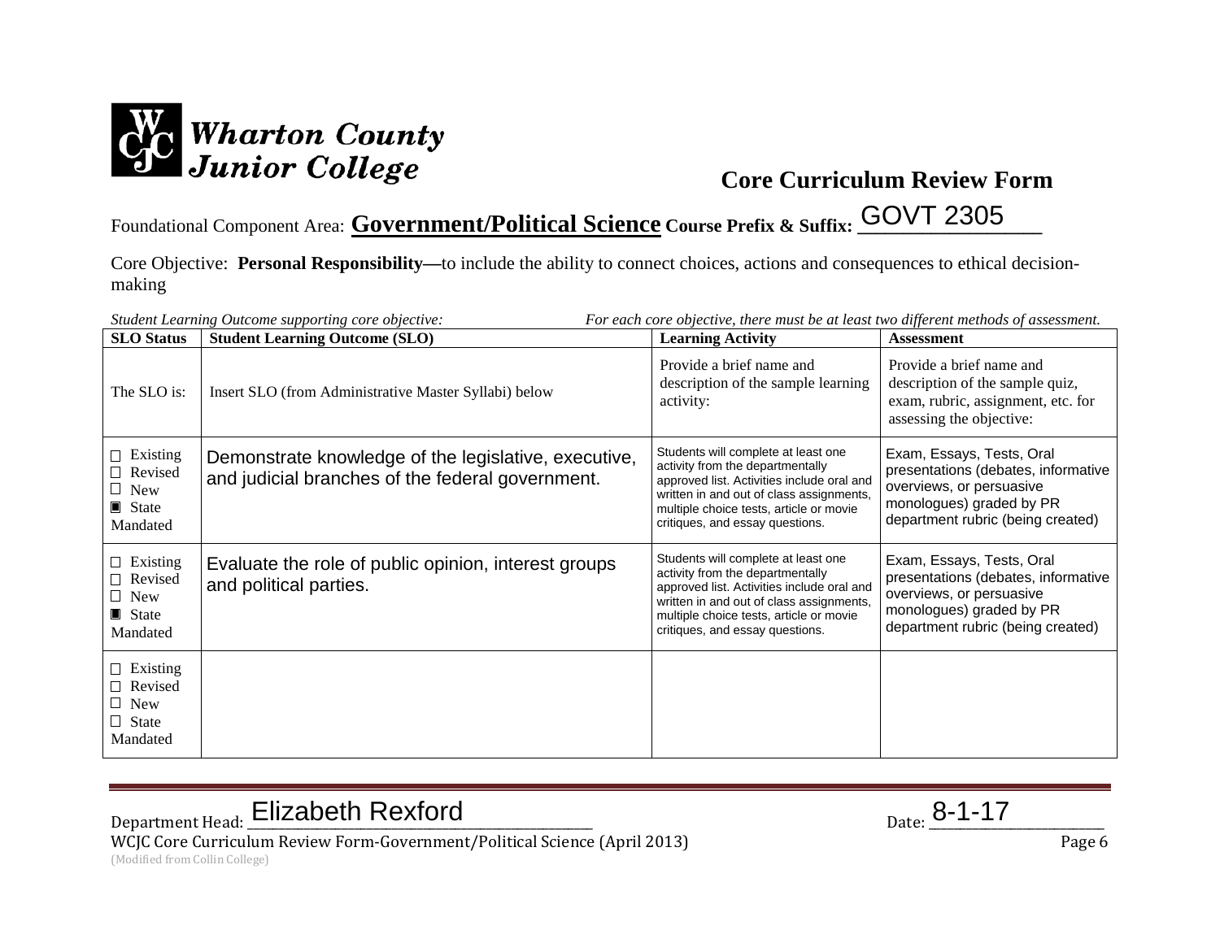Wharton County Junior College

## Core Curriculum Review Form

Foundational Component Area: **Government/Political Science** **Course Prefix & Suffix:** GOVT 2305

Core Objective: **Personal Responsibility—**to include the ability to connect choices, actions and consequences to ethical decision-making

*Student Learning Outcome supporting core objective:* *For each core objective, there must be at least two different methods of assessment.*

| SLO Status | Student Learning Outcome (SLO) | Learning Activity | Assessment |
|---|---|---|---|
| The SLO is: | Insert SLO (from Administrative Master Syllabi) below | Provide a brief name and description of the sample learning activity: | Provide a brief name and description of the sample quiz, exam, rubric, assignment, etc. for assessing the objective: |
| ☐ Existing ☐ Revised ☐ New ■ State Mandated | Demonstrate knowledge of the legislative, executive, and judicial branches of the federal government. | Students will complete at least one activity from the departmentally approved list. Activities include oral and written in and out of class assignments, multiple choice tests, article or movie critiques, and essay questions. | Exam, Essays, Tests, Oral presentations (debates, informative overviews, or persuasive monologues) graded by PR department rubric (being created) |
| ☐ Existing ☐ Revised ☐ New ■ State Mandated | Evaluate the role of public opinion, interest groups and political parties. | Students will complete at least one activity from the departmentally approved list. Activities include oral and written in and out of class assignments, multiple choice tests, article or movie critiques, and essay questions. | Exam, Essays, Tests, Oral presentations (debates, informative overviews, or persuasive monologues) graded by PR department rubric (being created) |
| ☐ Existing ☐ Revised ☐ New ☐ State Mandated | | | |

Department Head: Elizabeth Rexford Date: 8-1-17

WCJC Core Curriculum Review Form-Government/Political Science (April 2013)

(Modified from Collin College)